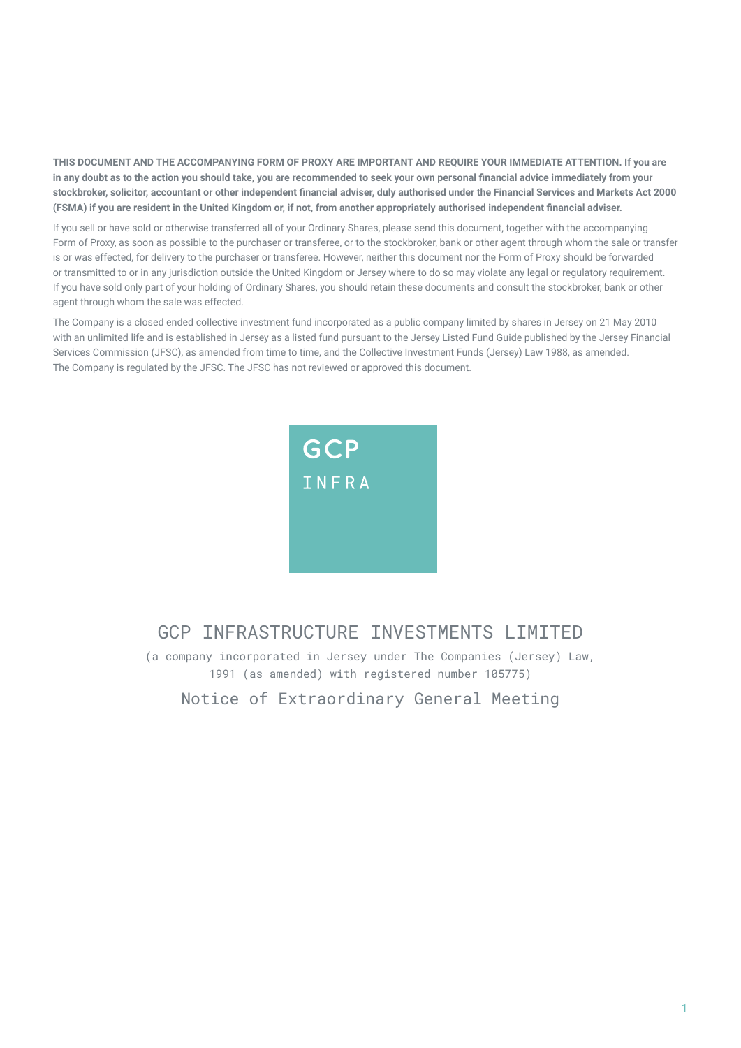**THIS DOCUMENT AND THE ACCOMPANYING FORM OF PROXY ARE IMPORTANT AND REQUIRE YOUR IMMEDIATE ATTENTION. If you are in any doubt as to the action you should take, you are recommended to seek your own personal financial advice immediately from your stockbroker, solicitor, accountant or other independent financial adviser, duly authorised under the Financial Services and Markets Act 2000 (FSMA) if you are resident in the United Kingdom or, if not, from another appropriately authorised independent financial adviser.**

If you sell or have sold or otherwise transferred all of your Ordinary Shares, please send this document, together with the accompanying Form of Proxy, as soon as possible to the purchaser or transferee, or to the stockbroker, bank or other agent through whom the sale or transfer is or was effected, for delivery to the purchaser or transferee. However, neither this document nor the Form of Proxy should be forwarded or transmitted to or in any jurisdiction outside the United Kingdom or Jersey where to do so may violate any legal or regulatory requirement. If you have sold only part of your holding of Ordinary Shares, you should retain these documents and consult the stockbroker, bank or other agent through whom the sale was effected.

The Company is a closed ended collective investment fund incorporated as a public company limited by shares in Jersey on 21 May 2010 with an unlimited life and is established in Jersey as a listed fund pursuant to the Jersey Listed Fund Guide published by the Jersey Financial Services Commission (JFSC), as amended from time to time, and the Collective Investment Funds (Jersey) Law 1988, as amended. The Company is regulated by the JFSC. The JFSC has not reviewed or approved this document.

GCP
INFRA

# GCP INFRASTRUCTURE INVESTMENTS LIMITED

(a company incorporated in Jersey under The Companies (Jersey) Law, 1991 (as amended) with registered number 105775)

## Notice of Extraordinary General Meeting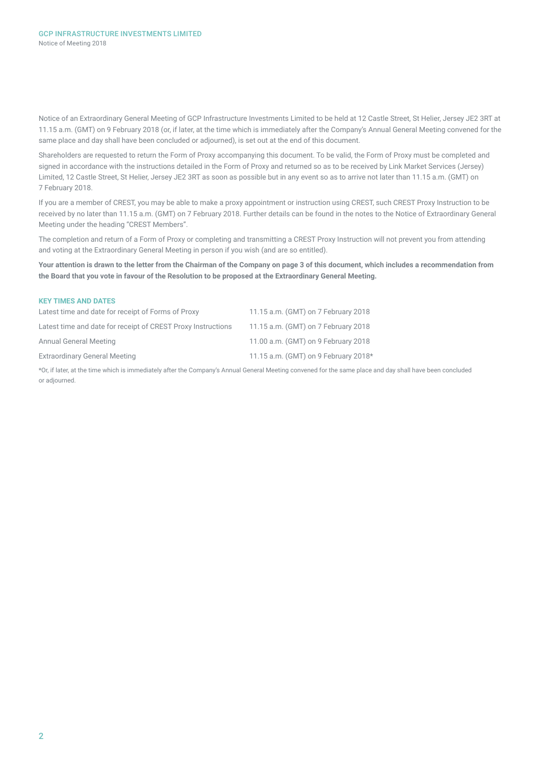Notice of an Extraordinary General Meeting of GCP Infrastructure Investments Limited to be held at 12 Castle Street, St Helier, Jersey JE2 3RT at 11.15 a.m. (GMT) on 9 February 2018 (or, if later, at the time which is immediately after the Company's Annual General Meeting convened for the same place and day shall have been concluded or adjourned), is set out at the end of this document.

Shareholders are requested to return the Form of Proxy accompanying this document. To be valid, the Form of Proxy must be completed and signed in accordance with the instructions detailed in the Form of Proxy and returned so as to be received by Link Market Services (Jersey) Limited, 12 Castle Street, St Helier, Jersey JE2 3RT as soon as possible but in any event so as to arrive not later than 11.15 a.m. (GMT) on 7 February 2018.

If you are a member of CREST, you may be able to make a proxy appointment or instruction using CREST, such CREST Proxy Instruction to be received by no later than 11.15 a.m. (GMT) on 7 February 2018. Further details can be found in the notes to the Notice of Extraordinary General Meeting under the heading "CREST Members".

The completion and return of a Form of Proxy or completing and transmitting a CREST Proxy Instruction will not prevent you from attending and voting at the Extraordinary General Meeting in person if you wish (and are so entitled).

**Your attention is drawn to the letter from the Chairman of the Company on page 3 of this document, which includes a recommendation from the Board that you vote in favour of the Resolution to be proposed at the Extraordinary General Meeting.**

### KEY TIMES AND DATES

| | |
|---|---|
| Latest time and date for receipt of Forms of Proxy | 11.15 a.m. (GMT) on 7 February 2018 |
| Latest time and date for receipt of CREST Proxy Instructions | 11.15 a.m. (GMT) on 7 February 2018 |
| Annual General Meeting | 11.00 a.m. (GMT) on 9 February 2018 |
| Extraordinary General Meeting | 11.15 a.m. (GMT) on 9 February 2018* |

*Or, if later, at the time which is immediately after the Company's Annual General Meeting convened for the same place and day shall have been concluded or adjourned.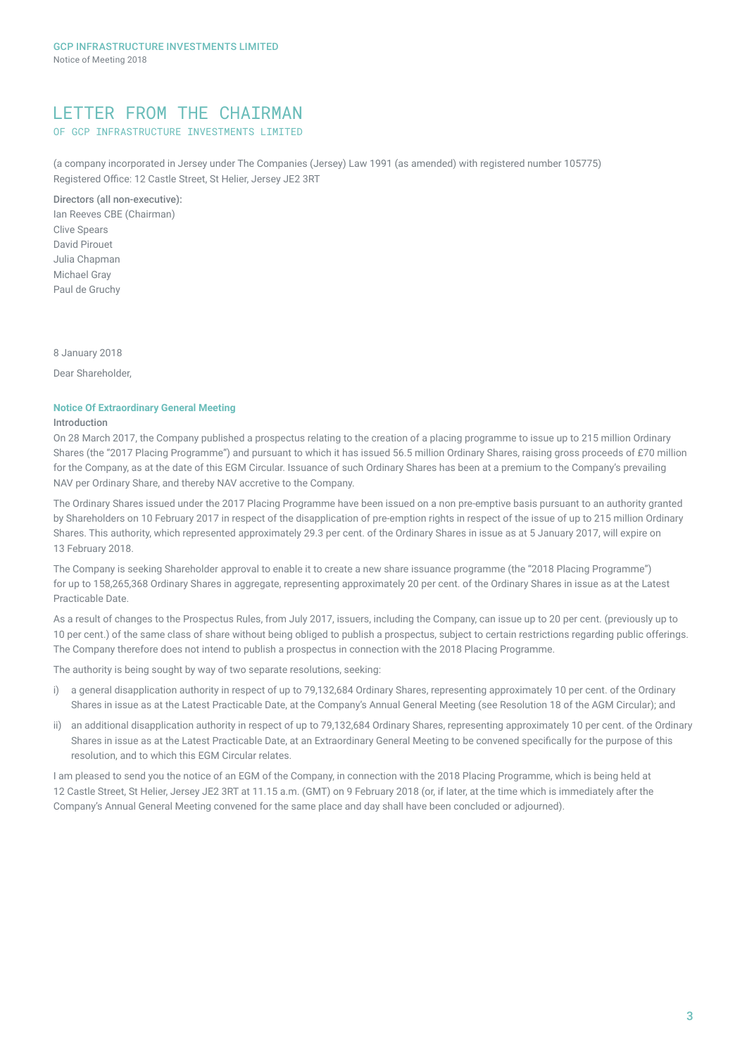# LETTER FROM THE CHAIRMAN

## OF GCP INFRASTRUCTURE INVESTMENTS LIMITED

(a company incorporated in Jersey under The Companies (Jersey) Law 1991 (as amended) with registered number 105775)
Registered Office: 12 Castle Street, St Helier, Jersey JE2 3RT

Directors (all non-executive):
Ian Reeves CBE (Chairman)
Clive Spears
David Pirouet
Julia Chapman
Michael Gray
Paul de Gruchy

8 January 2018

Dear Shareholder,

### Notice Of Extraordinary General Meeting

**Introduction**

On 28 March 2017, the Company published a prospectus relating to the creation of a placing programme to issue up to 215 million Ordinary Shares (the "2017 Placing Programme") and pursuant to which it has issued 56.5 million Ordinary Shares, raising gross proceeds of £70 million for the Company, as at the date of this EGM Circular. Issuance of such Ordinary Shares has been at a premium to the Company's prevailing NAV per Ordinary Share, and thereby NAV accretive to the Company.

The Ordinary Shares issued under the 2017 Placing Programme have been issued on a non pre-emptive basis pursuant to an authority granted by Shareholders on 10 February 2017 in respect of the disapplication of pre-emption rights in respect of the issue of up to 215 million Ordinary Shares. This authority, which represented approximately 29.3 per cent. of the Ordinary Shares in issue as at 5 January 2017, will expire on 13 February 2018.

The Company is seeking Shareholder approval to enable it to create a new share issuance programme (the "2018 Placing Programme") for up to 158,265,368 Ordinary Shares in aggregate, representing approximately 20 per cent. of the Ordinary Shares in issue as at the Latest Practicable Date.

As a result of changes to the Prospectus Rules, from July 2017, issuers, including the Company, can issue up to 20 per cent. (previously up to 10 per cent.) of the same class of share without being obliged to publish a prospectus, subject to certain restrictions regarding public offerings. The Company therefore does not intend to publish a prospectus in connection with the 2018 Placing Programme.

The authority is being sought by way of two separate resolutions, seeking:

i) a general disapplication authority in respect of up to 79,132,684 Ordinary Shares, representing approximately 10 per cent. of the Ordinary Shares in issue as at the Latest Practicable Date, at the Company's Annual General Meeting (see Resolution 18 of the AGM Circular); and

ii) an additional disapplication authority in respect of up to 79,132,684 Ordinary Shares, representing approximately 10 per cent. of the Ordinary Shares in issue as at the Latest Practicable Date, at an Extraordinary General Meeting to be convened specifically for the purpose of this resolution, and to which this EGM Circular relates.

I am pleased to send you the notice of an EGM of the Company, in connection with the 2018 Placing Programme, which is being held at 12 Castle Street, St Helier, Jersey JE2 3RT at 11.15 a.m. (GMT) on 9 February 2018 (or, if later, at the time which is immediately after the Company's Annual General Meeting convened for the same place and day shall have been concluded or adjourned).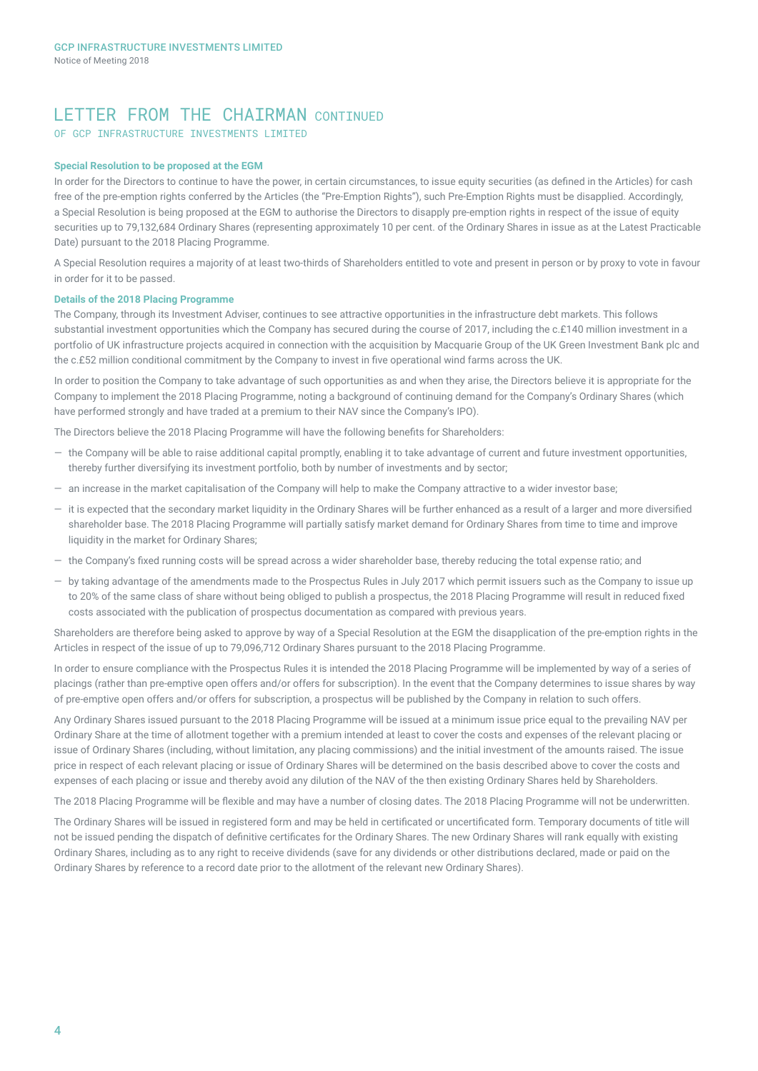## LETTER FROM THE CHAIRMAN CONTINUED

OF GCP INFRASTRUCTURE INVESTMENTS LIMITED

### Special Resolution to be proposed at the EGM

In order for the Directors to continue to have the power, in certain circumstances, to issue equity securities (as defined in the Articles) for cash free of the pre-emption rights conferred by the Articles (the "Pre-Emption Rights"), such Pre-Emption Rights must be disapplied. Accordingly, a Special Resolution is being proposed at the EGM to authorise the Directors to disapply pre-emption rights in respect of the issue of equity securities up to 79,132,684 Ordinary Shares (representing approximately 10 per cent. of the Ordinary Shares in issue as at the Latest Practicable Date) pursuant to the 2018 Placing Programme.

A Special Resolution requires a majority of at least two-thirds of Shareholders entitled to vote and present in person or by proxy to vote in favour in order for it to be passed.

### Details of the 2018 Placing Programme

The Company, through its Investment Adviser, continues to see attractive opportunities in the infrastructure debt markets. This follows substantial investment opportunities which the Company has secured during the course of 2017, including the c.£140 million investment in a portfolio of UK infrastructure projects acquired in connection with the acquisition by Macquarie Group of the UK Green Investment Bank plc and the c.£52 million conditional commitment by the Company to invest in five operational wind farms across the UK.

In order to position the Company to take advantage of such opportunities as and when they arise, the Directors believe it is appropriate for the Company to implement the 2018 Placing Programme, noting a background of continuing demand for the Company's Ordinary Shares (which have performed strongly and have traded at a premium to their NAV since the Company's IPO).

The Directors believe the 2018 Placing Programme will have the following benefits for Shareholders:

- the Company will be able to raise additional capital promptly, enabling it to take advantage of current and future investment opportunities, thereby further diversifying its investment portfolio, both by number of investments and by sector;
- an increase in the market capitalisation of the Company will help to make the Company attractive to a wider investor base;
- it is expected that the secondary market liquidity in the Ordinary Shares will be further enhanced as a result of a larger and more diversified shareholder base. The 2018 Placing Programme will partially satisfy market demand for Ordinary Shares from time to time and improve liquidity in the market for Ordinary Shares;
- the Company's fixed running costs will be spread across a wider shareholder base, thereby reducing the total expense ratio; and
- by taking advantage of the amendments made to the Prospectus Rules in July 2017 which permit issuers such as the Company to issue up to 20% of the same class of share without being obliged to publish a prospectus, the 2018 Placing Programme will result in reduced fixed costs associated with the publication of prospectus documentation as compared with previous years.

Shareholders are therefore being asked to approve by way of a Special Resolution at the EGM the disapplication of the pre-emption rights in the Articles in respect of the issue of up to 79,096,712 Ordinary Shares pursuant to the 2018 Placing Programme.

In order to ensure compliance with the Prospectus Rules it is intended the 2018 Placing Programme will be implemented by way of a series of placings (rather than pre-emptive open offers and/or offers for subscription). In the event that the Company determines to issue shares by way of pre-emptive open offers and/or offers for subscription, a prospectus will be published by the Company in relation to such offers.

Any Ordinary Shares issued pursuant to the 2018 Placing Programme will be issued at a minimum issue price equal to the prevailing NAV per Ordinary Share at the time of allotment together with a premium intended at least to cover the costs and expenses of the relevant placing or issue of Ordinary Shares (including, without limitation, any placing commissions) and the initial investment of the amounts raised. The issue price in respect of each relevant placing or issue of Ordinary Shares will be determined on the basis described above to cover the costs and expenses of each placing or issue and thereby avoid any dilution of the NAV of the then existing Ordinary Shares held by Shareholders.

The 2018 Placing Programme will be flexible and may have a number of closing dates. The 2018 Placing Programme will not be underwritten.

The Ordinary Shares will be issued in registered form and may be held in certificated or uncertificated form. Temporary documents of title will not be issued pending the dispatch of definitive certificates for the Ordinary Shares. The new Ordinary Shares will rank equally with existing Ordinary Shares, including as to any right to receive dividends (save for any dividends or other distributions declared, made or paid on the Ordinary Shares by reference to a record date prior to the allotment of the relevant new Ordinary Shares).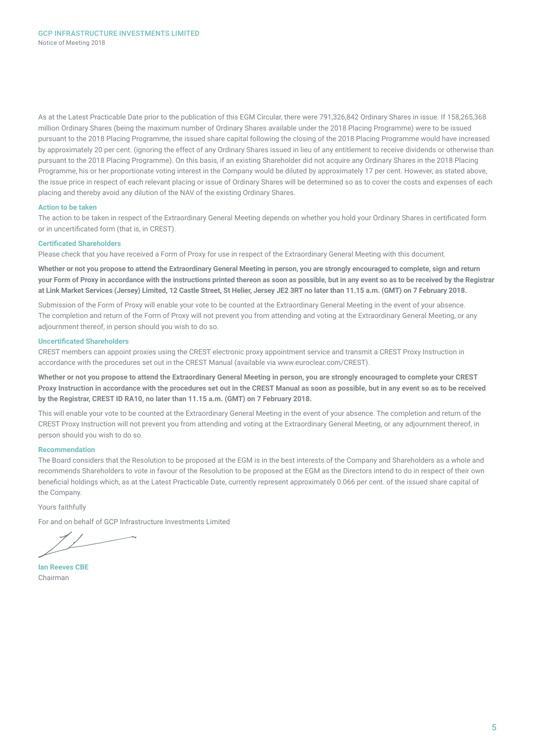As at the Latest Practicable Date prior to the publication of this EGM Circular, there were 791,326,842 Ordinary Shares in issue. If 158,265,368 million Ordinary Shares (being the maximum number of Ordinary Shares available under the 2018 Placing Programme) were to be issued pursuant to the 2018 Placing Programme, the issued share capital following the closing of the 2018 Placing Programme would have increased by approximately 20 per cent. (ignoring the effect of any Ordinary Shares issued in lieu of any entitlement to receive dividends or otherwise than pursuant to the 2018 Placing Programme). On this basis, if an existing Shareholder did not acquire any Ordinary Shares in the 2018 Placing Programme, his or her proportionate voting interest in the Company would be diluted by approximately 17 per cent. However, as stated above, the issue price in respect of each relevant placing or issue of Ordinary Shares will be determined so as to cover the costs and expenses of each placing and thereby avoid any dilution of the NAV of the existing Ordinary Shares.

### Action to be taken

The action to be taken in respect of the Extraordinary General Meeting depends on whether you hold your Ordinary Shares in certificated form or in uncertificated form (that is, in CREST).

### Certificated Shareholders

Please check that you have received a Form of Proxy for use in respect of the Extraordinary General Meeting with this document.

**Whether or not you propose to attend the Extraordinary General Meeting in person, you are strongly encouraged to complete, sign and return your Form of Proxy in accordance with the instructions printed thereon as soon as possible, but in any event so as to be received by the Registrar at Link Market Services (Jersey) Limited, 12 Castle Street, St Helier, Jersey JE2 3RT no later than 11.15 a.m. (GMT) on 7 February 2018.**

Submission of the Form of Proxy will enable your vote to be counted at the Extraordinary General Meeting in the event of your absence. The completion and return of the Form of Proxy will not prevent you from attending and voting at the Extraordinary General Meeting, or any adjournment thereof, in person should you wish to do so.

### Uncertificated Shareholders

CREST members can appoint proxies using the CREST electronic proxy appointment service and transmit a CREST Proxy Instruction in accordance with the procedures set out in the CREST Manual (available via www.euroclear.com/CREST).

**Whether or not you propose to attend the Extraordinary General Meeting in person, you are strongly encouraged to complete your CREST Proxy Instruction in accordance with the procedures set out in the CREST Manual as soon as possible, but in any event so as to be received by the Registrar, CREST ID RA10, no later than 11.15 a.m. (GMT) on 7 February 2018.**

This will enable your vote to be counted at the Extraordinary General Meeting in the event of your absence. The completion and return of the CREST Proxy Instruction will not prevent you from attending and voting at the Extraordinary General Meeting, or any adjournment thereof, in person should you wish to do so.

### Recommendation

The Board considers that the Resolution to be proposed at the EGM is in the best interests of the Company and Shareholders as a whole and recommends Shareholders to vote in favour of the Resolution to be proposed at the EGM as the Directors intend to do in respect of their own beneficial holdings which, as at the Latest Practicable Date, currently represent approximately 0.066 per cent. of the issued share capital of the Company.

Yours faithfully

For and on behalf of GCP Infrastructure Investments Limited

**Ian Reeves CBE**
Chairman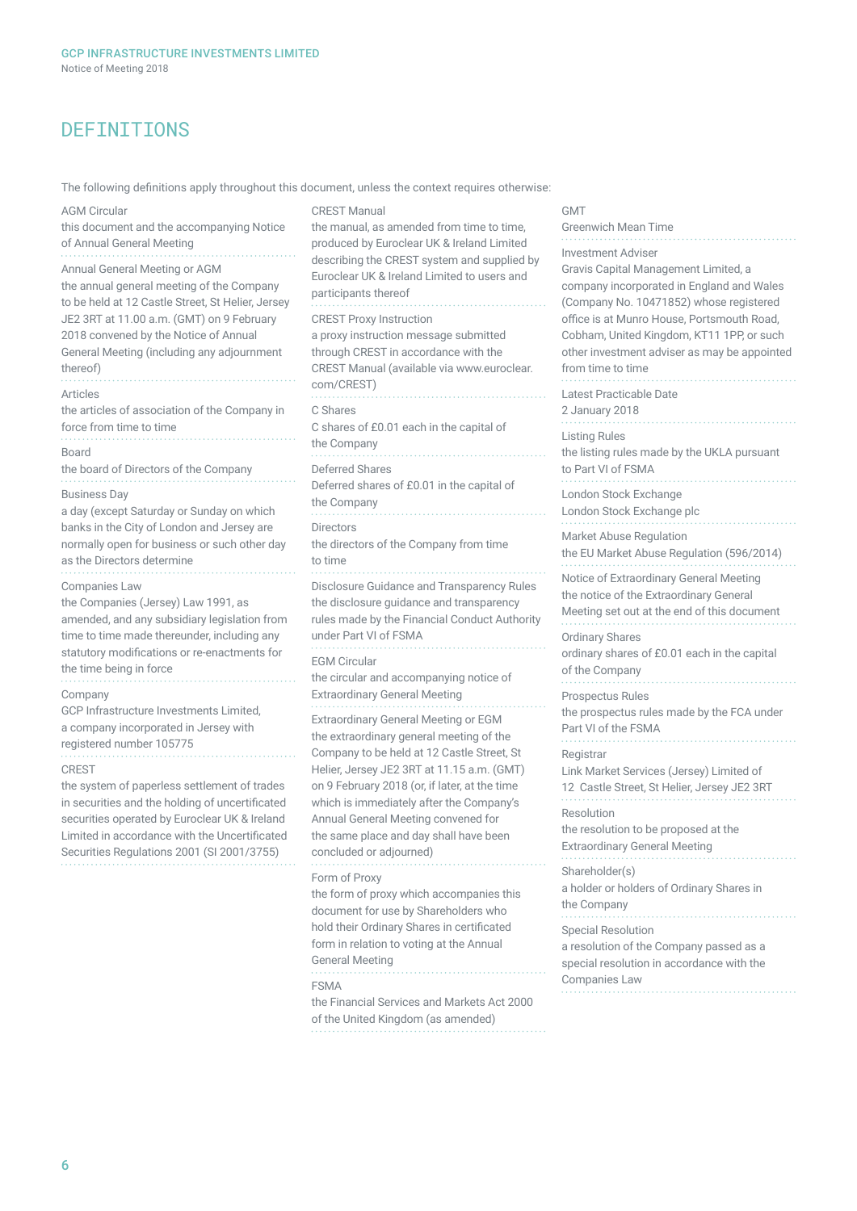# DEFINITIONS

The following definitions apply throughout this document, unless the context requires otherwise:

**AGM Circular**
this document and the accompanying Notice of Annual General Meeting

**Annual General Meeting or AGM**
the annual general meeting of the Company to be held at 12 Castle Street, St Helier, Jersey JE2 3RT at 11.00 a.m. (GMT) on 9 February 2018 convened by the Notice of Annual General Meeting (including any adjournment thereof)

**Articles**
the articles of association of the Company in force from time to time

**Board**
the board of Directors of the Company

**Business Day**
a day (except Saturday or Sunday on which banks in the City of London and Jersey are normally open for business or such other day as the Directors determine

**Companies Law**
the Companies (Jersey) Law 1991, as amended, and any subsidiary legislation from time to time made thereunder, including any statutory modifications or re-enactments for the time being in force

**Company**
GCP Infrastructure Investments Limited, a company incorporated in Jersey with registered number 105775

**CREST**
the system of paperless settlement of trades in securities and the holding of uncertificated securities operated by Euroclear UK & Ireland Limited in accordance with the Uncertificated Securities Regulations 2001 (SI 2001/3755)

**CREST Manual**
the manual, as amended from time to time, produced by Euroclear UK & Ireland Limited describing the CREST system and supplied by Euroclear UK & Ireland Limited to users and participants thereof

**CREST Proxy Instruction**
a proxy instruction message submitted through CREST in accordance with the CREST Manual (available via www.euroclear.com/CREST)

**C Shares**
C shares of £0.01 each in the capital of the Company

**Deferred Shares**
Deferred shares of £0.01 in the capital of the Company

**Directors**
the directors of the Company from time to time

**Disclosure Guidance and Transparency Rules**
the disclosure guidance and transparency rules made by the Financial Conduct Authority under Part VI of FSMA

**EGM Circular**
the circular and accompanying notice of Extraordinary General Meeting

**Extraordinary General Meeting or EGM**
the extraordinary general meeting of the Company to be held at 12 Castle Street, St Helier, Jersey JE2 3RT at 11.15 a.m. (GMT) on 9 February 2018 (or, if later, at the time which is immediately after the Company's Annual General Meeting convened for the same place and day shall have been concluded or adjourned)

**Form of Proxy**
the form of proxy which accompanies this document for use by Shareholders who hold their Ordinary Shares in certificated form in relation to voting at the Annual General Meeting

**FSMA**
the Financial Services and Markets Act 2000 of the United Kingdom (as amended)

**GMT**
Greenwich Mean Time

**Investment Adviser**
Gravis Capital Management Limited, a company incorporated in England and Wales (Company No. 10471852) whose registered office is at Munro House, Portsmouth Road, Cobham, United Kingdom, KT11 1PP, or such other investment adviser as may be appointed from time to time

**Latest Practicable Date**
2 January 2018

**Listing Rules**
the listing rules made by the UKLA pursuant to Part VI of FSMA

**London Stock Exchange**
London Stock Exchange plc

**Market Abuse Regulation**
the EU Market Abuse Regulation (596/2014)

**Notice of Extraordinary General Meeting**
the notice of the Extraordinary General Meeting set out at the end of this document

**Ordinary Shares**
ordinary shares of £0.01 each in the capital of the Company

**Prospectus Rules**
the prospectus rules made by the FCA under Part VI of the FSMA

**Registrar**
Link Market Services (Jersey) Limited of 12 Castle Street, St Helier, Jersey JE2 3RT

**Resolution**
the resolution to be proposed at the Extraordinary General Meeting

**Shareholder(s)**
a holder or holders of Ordinary Shares in the Company

**Special Resolution**
a resolution of the Company passed as a special resolution in accordance with the Companies Law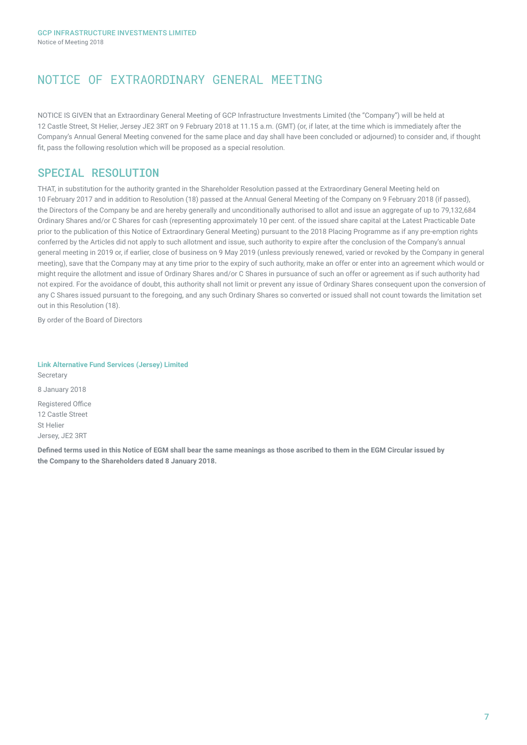# NOTICE OF EXTRAORDINARY GENERAL MEETING

NOTICE IS GIVEN that an Extraordinary General Meeting of GCP Infrastructure Investments Limited (the "Company") will be held at 12 Castle Street, St Helier, Jersey JE2 3RT on 9 February 2018 at 11.15 a.m. (GMT) (or, if later, at the time which is immediately after the Company's Annual General Meeting convened for the same place and day shall have been concluded or adjourned) to consider and, if thought fit, pass the following resolution which will be proposed as a special resolution.

## SPECIAL RESOLUTION

THAT, in substitution for the authority granted in the Shareholder Resolution passed at the Extraordinary General Meeting held on 10 February 2017 and in addition to Resolution (18) passed at the Annual General Meeting of the Company on 9 February 2018 (if passed), the Directors of the Company be and are hereby generally and unconditionally authorised to allot and issue an aggregate of up to 79,132,684 Ordinary Shares and/or C Shares for cash (representing approximately 10 per cent. of the issued share capital at the Latest Practicable Date prior to the publication of this Notice of Extraordinary General Meeting) pursuant to the 2018 Placing Programme as if any pre-emption rights conferred by the Articles did not apply to such allotment and issue, such authority to expire after the conclusion of the Company's annual general meeting in 2019 or, if earlier, close of business on 9 May 2019 (unless previously renewed, varied or revoked by the Company in general meeting), save that the Company may at any time prior to the expiry of such authority, make an offer or enter into an agreement which would or might require the allotment and issue of Ordinary Shares and/or C Shares in pursuance of such an offer or agreement as if such authority had not expired. For the avoidance of doubt, this authority shall not limit or prevent any issue of Ordinary Shares consequent upon the conversion of any C Shares issued pursuant to the foregoing, and any such Ordinary Shares so converted or issued shall not count towards the limitation set out in this Resolution (18).

By order of the Board of Directors

**Link Alternative Fund Services (Jersey) Limited**
Secretary

8 January 2018

Registered Office
12 Castle Street
St Helier
Jersey, JE2 3RT

**Defined terms used in this Notice of EGM shall bear the same meanings as those ascribed to them in the EGM Circular issued by the Company to the Shareholders dated 8 January 2018.**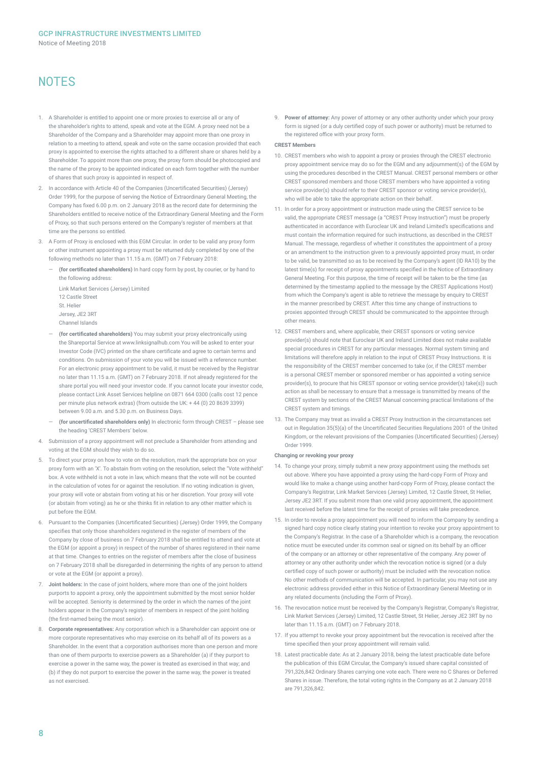# NOTES

1. A Shareholder is entitled to appoint one or more proxies to exercise all or any of the shareholder's rights to attend, speak and vote at the EGM. A proxy need not be a Shareholder of the Company and a Shareholder may appoint more than one proxy in relation to a meeting to attend, speak and vote on the same occasion provided that each proxy is appointed to exercise the rights attached to a different share or shares held by a Shareholder. To appoint more than one proxy, the proxy form should be photocopied and the name of the proxy to be appointed indicated on each form together with the number of shares that such proxy is appointed in respect of.
2. In accordance with Article 40 of the Companies (Uncertificated Securities) (Jersey) Order 1999, for the purpose of serving the Notice of Extraordinary General Meeting, the Company has fixed 6.00 p.m. on 2 January 2018 as the record date for determining the Shareholders entitled to receive notice of the Extraordinary General Meeting and the Form of Proxy, so that such persons entered on the Company's register of members at that time are the persons so entitled.
3. A Form of Proxy is enclosed with this EGM Circular. In order to be valid any proxy form or other instrument appointing a proxy must be returned duly completed by one of the following methods no later than 11.15 a.m. (GMT) on 7 February 2018:
   - **(for certificated shareholders)** In hard copy form by post, by courier, or by hand to the following address:

     Link Market Services (Jersey) Limited
     12 Castle Street
     St. Helier
     Jersey, JE2 3RT
     Channel Islands
   - **(for certificated shareholders)** You may submit your proxy electronically using the Shareportal Service at www.linksignalhub.com You will be asked to enter your Investor Code (IVC) printed on the share certificate and agree to certain terms and conditions. On submission of your vote you will be issued with a reference number. For an electronic proxy appointment to be valid, it must be received by the Registrar no later than 11.15 a.m. (GMT) on 7 February 2018. If not already registered for the share portal you will need your investor code. If you cannot locate your investor code, please contact Link Asset Services helpline on 0871 664 0300 (calls cost 12 pence per minute plus network extras) (from outside the UK: + 44 (0) 20 8639 3399) between 9.00 a.m. and 5.30 p.m. on Business Days.
   - **(for uncertificated shareholders only)** In electronic form through CREST – please see the heading 'CREST Members' below.
4. Submission of a proxy appointment will not preclude a Shareholder from attending and voting at the EGM should they wish to do so.
5. To direct your proxy on how to vote on the resolution, mark the appropriate box on your proxy form with an 'X'. To abstain from voting on the resolution, select the "Vote withheld" box. A vote withheld is not a vote in law, which means that the vote will not be counted in the calculation of votes for or against the resolution. If no voting indication is given, your proxy will vote or abstain from voting at his or her discretion. Your proxy will vote (or abstain from voting) as he or she thinks fit in relation to any other matter which is put before the EGM.
6. Pursuant to the Companies (Uncertificated Securities) (Jersey) Order 1999, the Company specifies that only those shareholders registered in the register of members of the Company by close of business on 7 February 2018 shall be entitled to attend and vote at the EGM (or appoint a proxy) in respect of the number of shares registered in their name at that time. Changes to entries on the register of members after the close of business on 7 February 2018 shall be disregarded in determining the rights of any person to attend or vote at the EGM (or appoint a proxy).
7. **Joint holders:** In the case of joint holders, where more than one of the joint holders purports to appoint a proxy, only the appointment submitted by the most senior holder will be accepted. Seniority is determined by the order in which the names of the joint holders appear in the Company's register of members in respect of the joint holding (the first-named being the most senior).
8. **Corporate representatives:** Any corporation which is a Shareholder can appoint one or more corporate representatives who may exercise on its behalf all of its powers as a Shareholder. In the event that a corporation authorises more than one person and more than one of them purports to exercise powers as a Shareholder (a) if they purport to exercise a power in the same way, the power is treated as exercised in that way; and (b) if they do not purport to exercise the power in the same way, the power is treated as not exercised.
9. **Power of attorney:** Any power of attorney or any other authority under which your proxy form is signed (or a duly certified copy of such power or authority) must be returned to the registered office with your proxy form.

**CREST Members**

10. CREST members who wish to appoint a proxy or proxies through the CREST electronic proxy appointment service may do so for the EGM and any adjournment(s) of the EGM by using the procedures described in the CREST Manual. CREST personal members or other CREST sponsored members and those CREST members who have appointed a voting service provider(s) should refer to their CREST sponsor or voting service provider(s), who will be able to take the appropriate action on their behalf.
11. In order for a proxy appointment or instruction made using the CREST service to be valid, the appropriate CREST message (a "CREST Proxy Instruction") must be properly authenticated in accordance with Euroclear UK and Ireland Limited's specifications and must contain the information required for such instructions, as described in the CREST Manual. The message, regardless of whether it constitutes the appointment of a proxy or an amendment to the instruction given to a previously appointed proxy must, in order to be valid, be transmitted so as to be received by the Company's agent (ID RA10) by the latest time(s) for receipt of proxy appointments specified in the Notice of Extraordinary General Meeting. For this purpose, the time of receipt will be taken to be the time (as determined by the timestamp applied to the message by the CREST Applications Host) from which the Company's agent is able to retrieve the message by enquiry to CREST in the manner prescribed by CREST. After this time any change of instructions to proxies appointed through CREST should be communicated to the appointee through other means.
12. CREST members and, where applicable, their CREST sponsors or voting service provider(s) should note that Euroclear UK and Ireland Limited does not make available special procedures in CREST for any particular messages. Normal system timing and limitations will therefore apply in relation to the input of CREST Proxy Instructions. It is the responsibility of the CREST member concerned to take (or, if the CREST member is a personal CREST member or sponsored member or has appointed a voting service provider(s), to procure that his CREST sponsor or voting service provider(s) take(s)) such action as shall be necessary to ensure that a message is transmitted by means of the CREST system by sections of the CREST Manual concerning practical limitations of the CREST system and timings.
13. The Company may treat as invalid a CREST Proxy Instruction in the circumstances set out in Regulation 35(5)(a) of the Uncertificated Securities Regulations 2001 of the United Kingdom, or the relevant provisions of the Companies (Uncertificated Securities) (Jersey) Order 1999.

**Changing or revoking your proxy**

14. To change your proxy, simply submit a new proxy appointment using the methods set out above. Where you have appointed a proxy using the hard-copy Form of Proxy and would like to make a change using another hard-copy Form of Proxy, please contact the Company's Registrar, Link Market Services (Jersey) Limited, 12 Castle Street, St Helier, Jersey JE2 3RT. If you submit more than one valid proxy appointment, the appointment last received before the latest time for the receipt of proxies will take precedence.
15. In order to revoke a proxy appointment you will need to inform the Company by sending a signed hard copy notice clearly stating your intention to revoke your proxy appointment to the Company's Registrar. In the case of a Shareholder which is a company, the revocation notice must be executed under its common seal or signed on its behalf by an officer of the company or an attorney or other representative of the company. Any power of attorney or any other authority under which the revocation notice is signed (or a duly certified copy of such power or authority) must be included with the revocation notice. No other methods of communication will be accepted. In particular, you may not use any electronic address provided either in this Notice of Extraordinary General Meeting or in any related documents (including the Form of Proxy).
16. The revocation notice must be received by the Company's Registrar, Company's Registrar, Link Market Services (Jersey) Limited, 12 Castle Street, St Helier, Jersey JE2 3RT by no later than 11.15 a.m. (GMT) on 7 February 2018.
17. If you attempt to revoke your proxy appointment but the revocation is received after the time specified then your proxy appointment will remain valid.
18. Latest practicable date: As at 2 January 2018, being the latest practicable date before the publication of this EGM Circular, the Company's issued share capital consisted of 791,326,842 Ordinary Shares carrying one vote each. There were no C Shares or Deferred Shares in issue. Therefore, the total voting rights in the Company as at 2 January 2018 are 791,326,842.